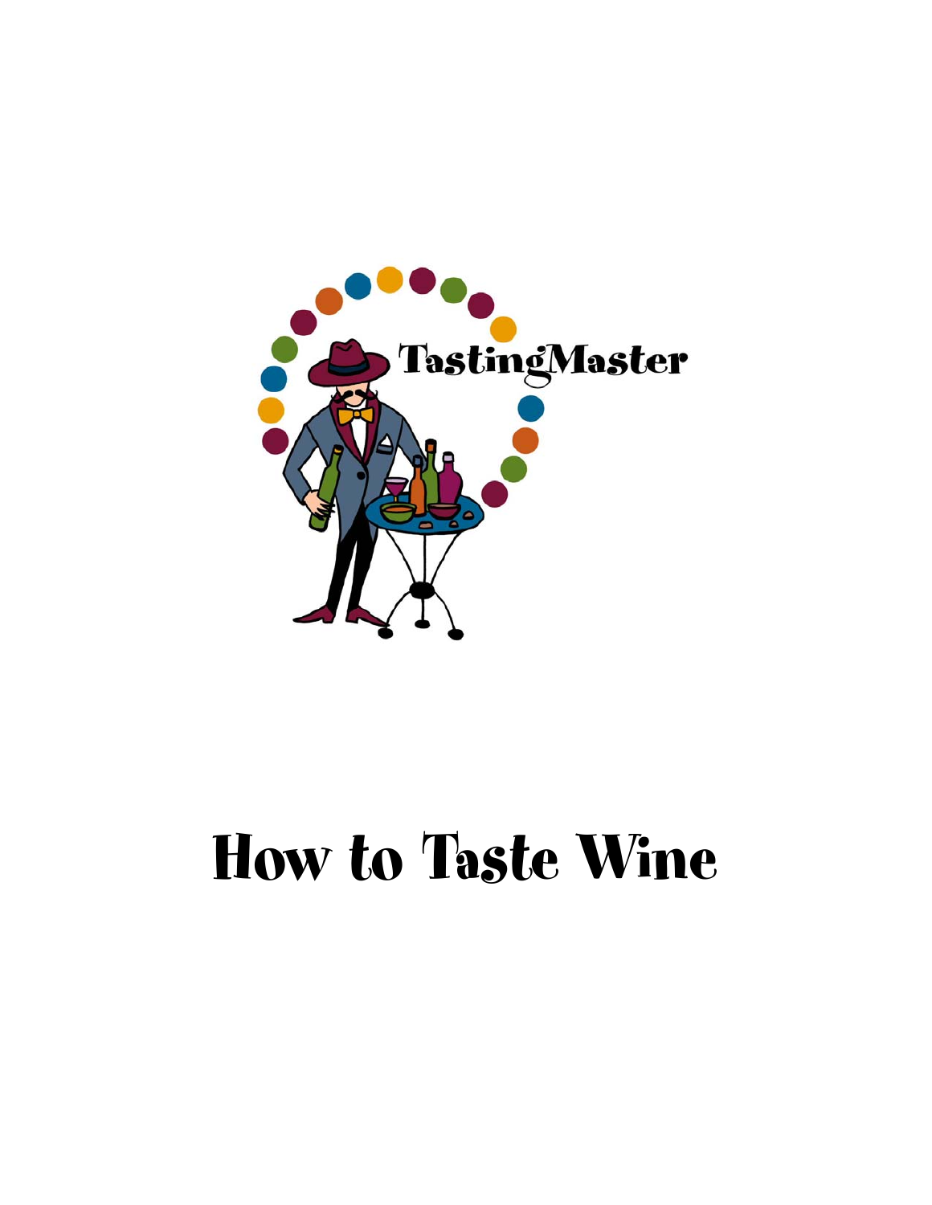TastingMaster

# How to Taste Wine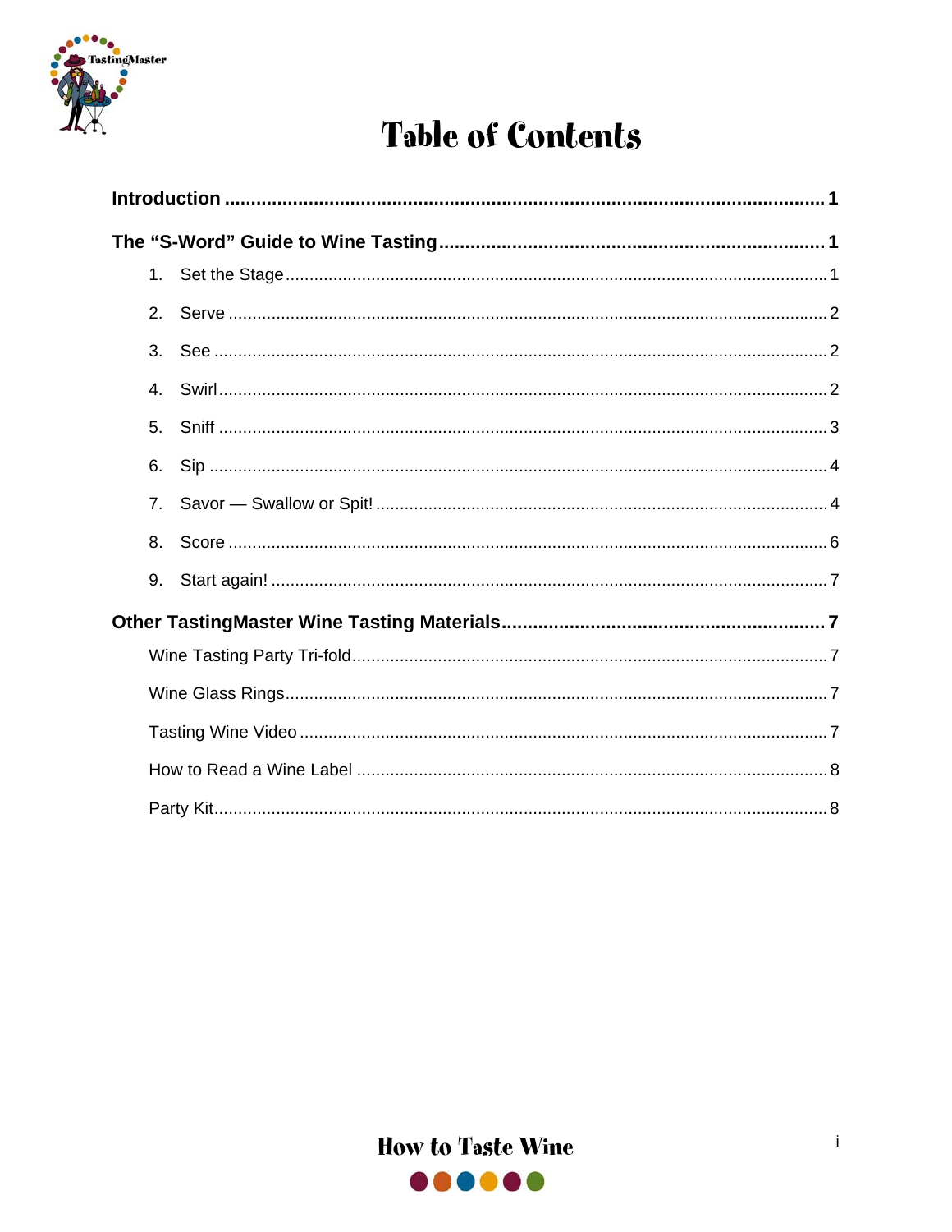# Table of Contents

**Introduction** .......... **1**

**The "S-Word" Guide to Wine Tasting** .......... **1**

1. Set the Stage .......... 1
2. Serve .......... 2
3. See .......... 2
4. Swirl .......... 2
5. Sniff .......... 3
6. Sip .......... 4
7. Savor — Swallow or Spit! .......... 4
8. Score .......... 6
9. Start again! .......... 7

**Other TastingMaster Wine Tasting Materials** .......... **7**

- Wine Tasting Party Tri-fold .......... 7
- Wine Glass Rings .......... 7
- Tasting Wine Video .......... 7
- How to Read a Wine Label .......... 8
- Party Kit .......... 8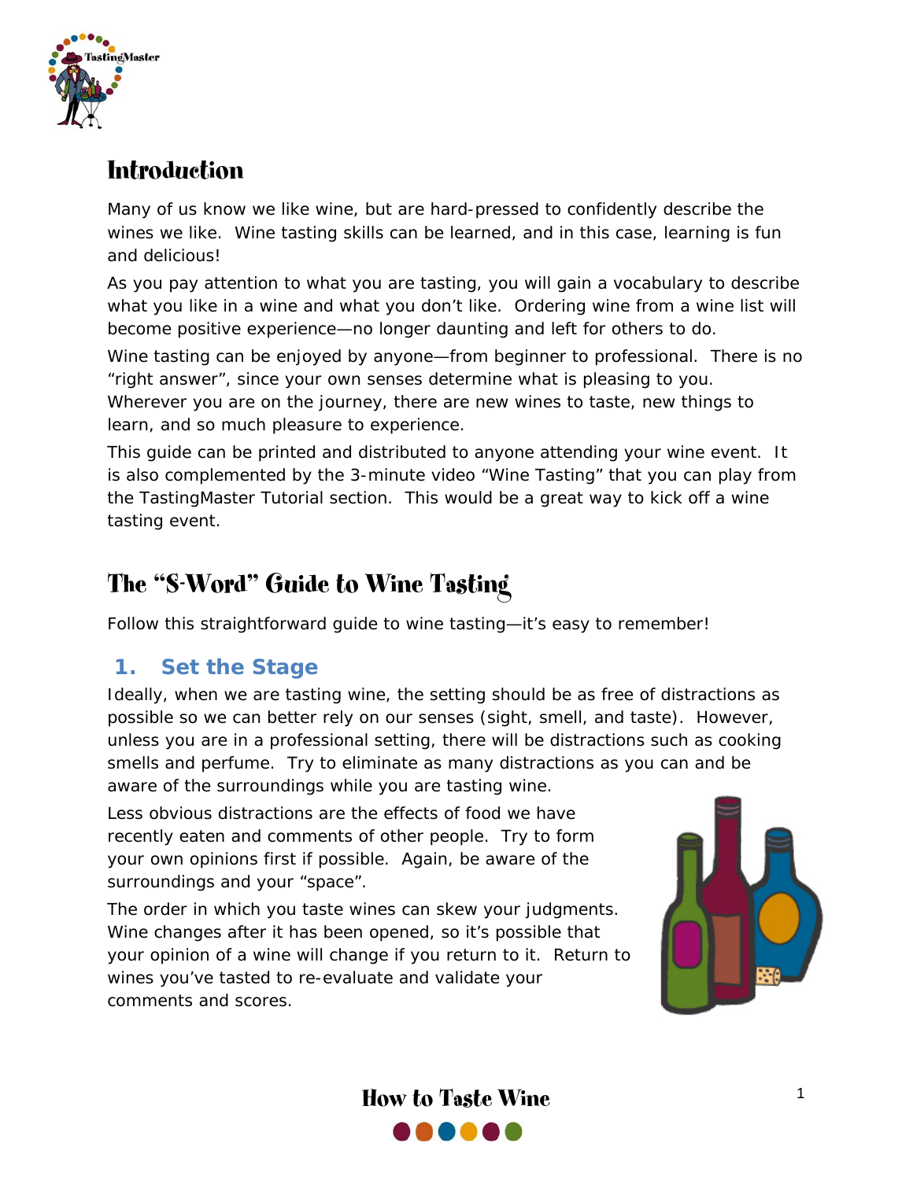## Introduction

Many of us know we like wine, but are hard-pressed to confidently describe the wines we like. Wine tasting skills can be learned, and in this case, learning is fun and delicious!

As you pay attention to what you are tasting, you will gain a vocabulary to describe what you like in a wine and what you don't like. Ordering wine from a wine list will become positive experience—no longer daunting and left for others to do.

Wine tasting can be enjoyed by anyone—from beginner to professional. There is no "right answer", since your own senses determine what is pleasing to you. Wherever you are on the journey, there are new wines to taste, new things to learn, and so much pleasure to experience.

This guide can be printed and distributed to anyone attending your wine event. It is also complemented by the 3-minute video "Wine Tasting" that you can play from the TastingMaster Tutorial section. This would be a great way to kick off a wine tasting event.

## The "S-Word" Guide to Wine Tasting

Follow this straightforward guide to wine tasting—it's easy to remember!

### 1. Set the Stage

Ideally, when we are tasting wine, the setting should be as free of distractions as possible so we can better rely on our senses (sight, smell, and taste). However, unless you are in a professional setting, there will be distractions such as cooking smells and perfume. Try to eliminate as many distractions as you can and be aware of the surroundings while you are tasting wine.

Less obvious distractions are the effects of food we have recently eaten and comments of other people. Try to form your own opinions first if possible. Again, be aware of the surroundings and your "space".

The order in which you taste wines can skew your judgments. Wine changes after it has been opened, so it's possible that your opinion of a wine will change if you return to it. Return to wines you've tasted to re-evaluate and validate your comments and scores.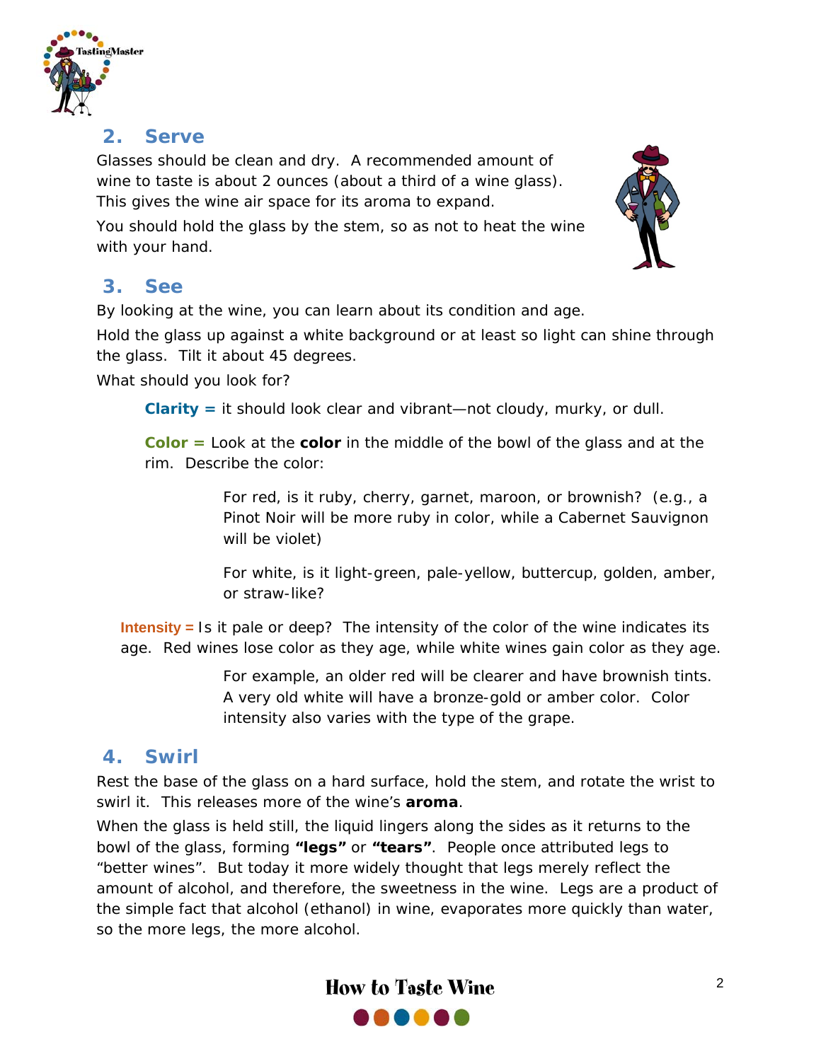## 2. Serve

Glasses should be clean and dry. A recommended amount of wine to taste is about 2 ounces (about a third of a wine glass). This gives the wine air space for its aroma to expand.

You should hold the glass by the stem, so as not to heat the wine with your hand.

## 3. See

By looking at the wine, you can learn about its condition and age.

Hold the glass up against a white background or at least so light can shine through the glass. Tilt it about 45 degrees.

What should you look for?

> **Clarity =** it should look clear and vibrant—not cloudy, murky, or dull.
>
> **Color =** Look at the **color** in the middle of the bowl of the glass and at the rim. Describe the color:
>
> > For red, is it ruby, cherry, garnet, maroon, or brownish? (e.g., a Pinot Noir will be more ruby in color, while a Cabernet Sauvignon will be violet)
> >
> > For white, is it light-green, pale-yellow, buttercup, golden, amber, or straw-like?
>
> **Intensity =** Is it pale or deep? The intensity of the color of the wine indicates its age. Red wines lose color as they age, while white wines gain color as they age.
>
> > For example, an older red will be clearer and have brownish tints. A very old white will have a bronze-gold or amber color. Color intensity also varies with the type of the grape.

## 4. Swirl

Rest the base of the glass on a hard surface, hold the stem, and rotate the wrist to swirl it. This releases more of the wine's **aroma**.

When the glass is held still, the liquid lingers along the sides as it returns to the bowl of the glass, forming **"legs"** or **"tears"**. People once attributed legs to "better wines". But today it more widely thought that legs merely reflect the amount of alcohol, and therefore, the sweetness in the wine. Legs are a product of the simple fact that alcohol (ethanol) in wine, evaporates more quickly than water, so the more legs, the more alcohol.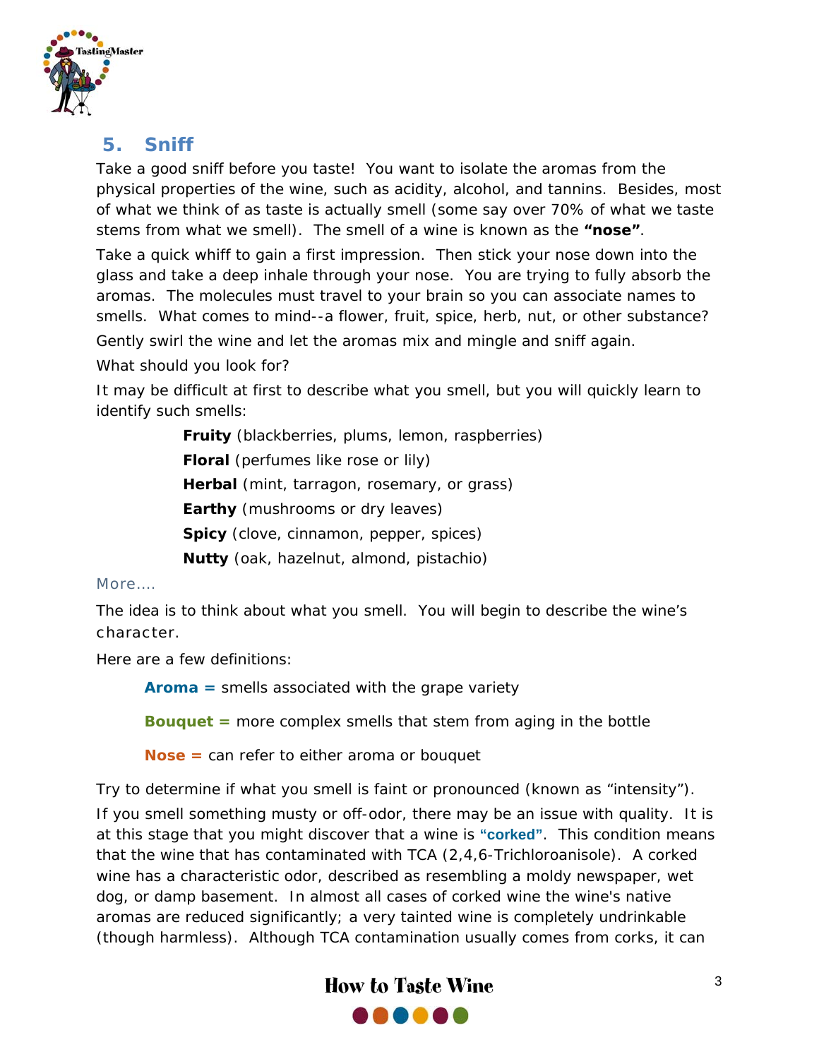## 5. Sniff

Take a good sniff before you taste! You want to isolate the aromas from the physical properties of the wine, such as acidity, alcohol, and tannins. Besides, most of what we think of as taste is actually smell (some say over 70% of what we taste stems from what we smell). The smell of a wine is known as the **"nose"**.

Take a quick whiff to gain a first impression. Then stick your nose down into the glass and take a deep inhale through your nose. You are trying to fully absorb the aromas. The molecules must travel to your brain so you can associate names to smells. What comes to mind--a flower, fruit, spice, herb, nut, or other substance?

Gently swirl the wine and let the aromas mix and mingle and sniff again.

What should you look for?

It may be difficult at first to describe what you smell, but you will quickly learn to identify such smells:

- **Fruity** (blackberries, plums, lemon, raspberries)
- **Floral** (perfumes like rose or lily)
- **Herbal** (mint, tarragon, rosemary, or grass)
- **Earthy** (mushrooms or dry leaves)
- **Spicy** (clove, cinnamon, pepper, spices)
- **Nutty** (oak, hazelnut, almond, pistachio)

More….

The idea is to think about what you smell. You will begin to describe the wine's character.

Here are a few definitions:

**Aroma =** smells associated with the grape variety

**Bouquet =** more complex smells that stem from aging in the bottle

**Nose =** can refer to either aroma or bouquet

Try to determine if what you smell is faint or pronounced (known as "intensity").

If you smell something musty or off-odor, there may be an issue with quality. It is at this stage that you might discover that a wine is **"corked"**. This condition means that the wine that has contaminated with TCA (2,4,6-Trichloroanisole). A corked wine has a characteristic odor, described as resembling a moldy newspaper, wet dog, or damp basement. In almost all cases of corked wine the wine's native aromas are reduced significantly; a very tainted wine is completely undrinkable (though harmless). Although TCA contamination usually comes from corks, it can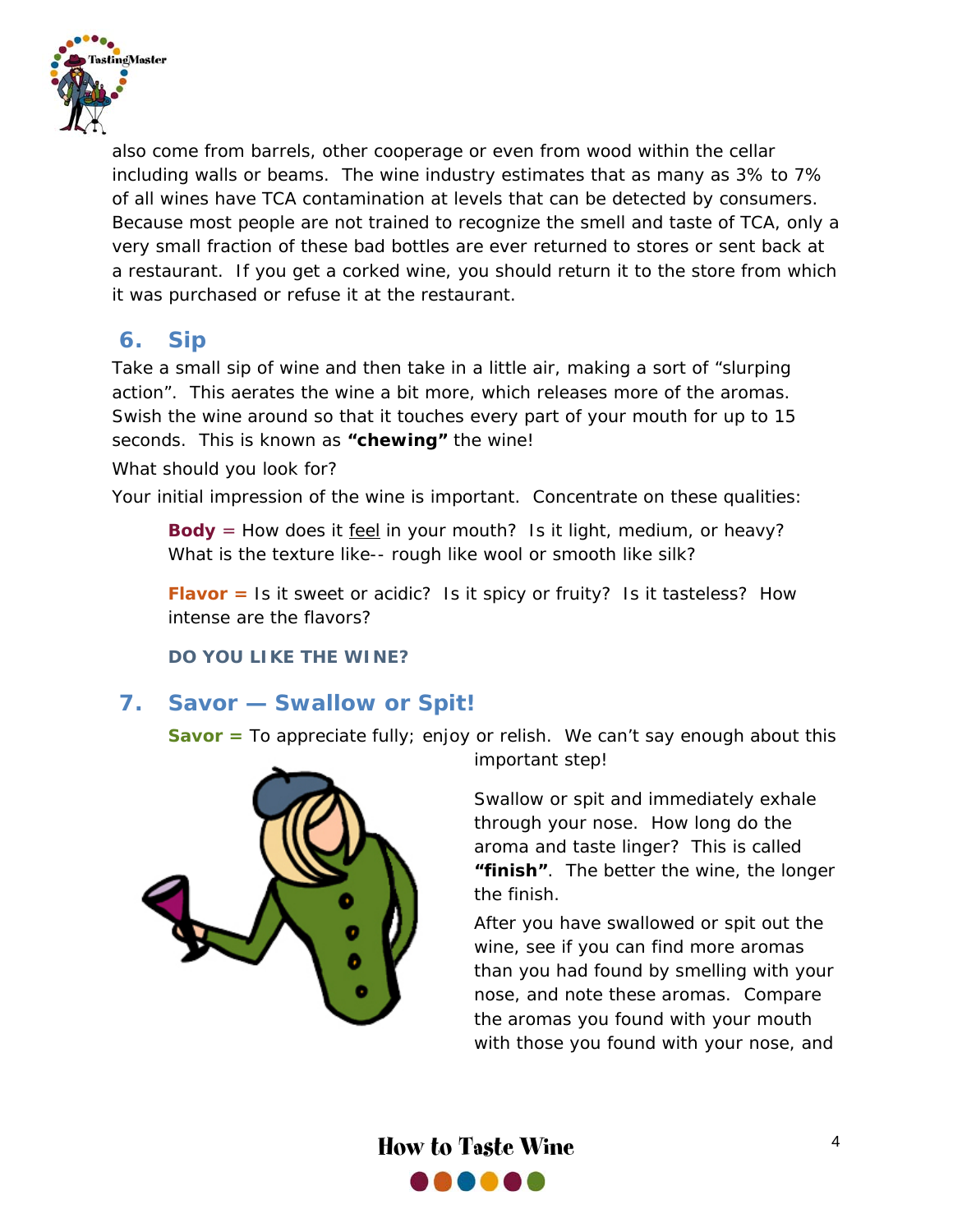also come from barrels, other cooperage or even from wood within the cellar including walls or beams. The wine industry estimates that as many as 3% to 7% of all wines have TCA contamination at levels that can be detected by consumers. Because most people are not trained to recognize the smell and taste of TCA, only a very small fraction of these bad bottles are ever returned to stores or sent back at a restaurant. If you get a corked wine, you should return it to the store from which it was purchased or refuse it at the restaurant.

## 6. Sip

Take a small sip of wine and then take in a little air, making a sort of "slurping action". This aerates the wine a bit more, which releases more of the aromas. Swish the wine around so that it touches every part of your mouth for up to 15 seconds. This is known as **"chewing"** the wine!

What should you look for?

Your initial impression of the wine is important. Concentrate on these qualities:

**Body** = How does it feel in your mouth? Is it light, medium, or heavy? What is the texture like-- rough like wool or smooth like silk?

**Flavor =** Is it sweet or acidic? Is it spicy or fruity? Is it tasteless? How intense are the flavors?

**DO YOU LIKE THE WINE?**

## 7. Savor — Swallow or Spit!

**Savor =** To appreciate fully; enjoy or relish. We can't say enough about this important step!

Swallow or spit and immediately exhale through your nose. How long do the aroma and taste linger? This is called **"finish"**. The better the wine, the longer the finish.

After you have swallowed or spit out the wine, see if you can find more aromas than you had found by smelling with your nose, and note these aromas. Compare the aromas you found with your mouth with those you found with your nose, and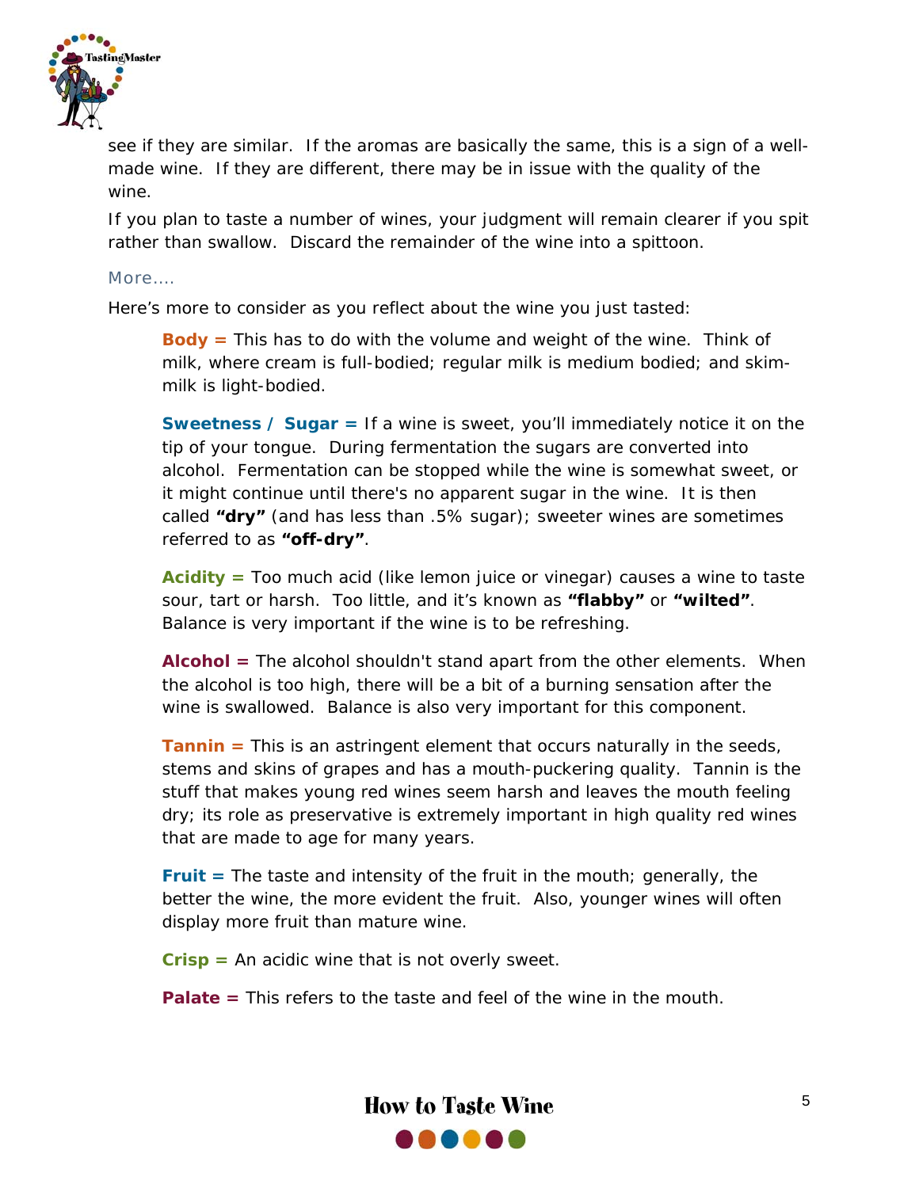see if they are similar. If the aromas are basically the same, this is a sign of a well-made wine. If they are different, there may be in issue with the quality of the wine.

If you plan to taste a number of wines, your judgment will remain clearer if you spit rather than swallow. Discard the remainder of the wine into a spittoon.

### More….

Here's more to consider as you reflect about the wine you just tasted:

**Body =** This has to do with the volume and weight of the wine. Think of milk, where cream is full-bodied; regular milk is medium bodied; and skim-milk is light-bodied.

**Sweetness / Sugar =** If a wine is sweet, you'll immediately notice it on the tip of your tongue. During fermentation the sugars are converted into alcohol. Fermentation can be stopped while the wine is somewhat sweet, or it might continue until there's no apparent sugar in the wine. It is then called **"dry"** (and has less than .5% sugar); sweeter wines are sometimes referred to as **"off-dry"**.

**Acidity =** Too much acid (like lemon juice or vinegar) causes a wine to taste sour, tart or harsh. Too little, and it's known as **"flabby"** or **"wilted"**. Balance is very important if the wine is to be refreshing.

**Alcohol =** The alcohol shouldn't stand apart from the other elements. When the alcohol is too high, there will be a bit of a burning sensation after the wine is swallowed. Balance is also very important for this component.

**Tannin =** This is an astringent element that occurs naturally in the seeds, stems and skins of grapes and has a mouth-puckering quality. Tannin is the stuff that makes young red wines seem harsh and leaves the mouth feeling dry; its role as preservative is extremely important in high quality red wines that are made to age for many years.

**Fruit =** The taste and intensity of the fruit in the mouth; generally, the better the wine, the more evident the fruit. Also, younger wines will often display more fruit than mature wine.

**Crisp =** An acidic wine that is not overly sweet.

**Palate =** This refers to the taste and feel of the wine in the mouth.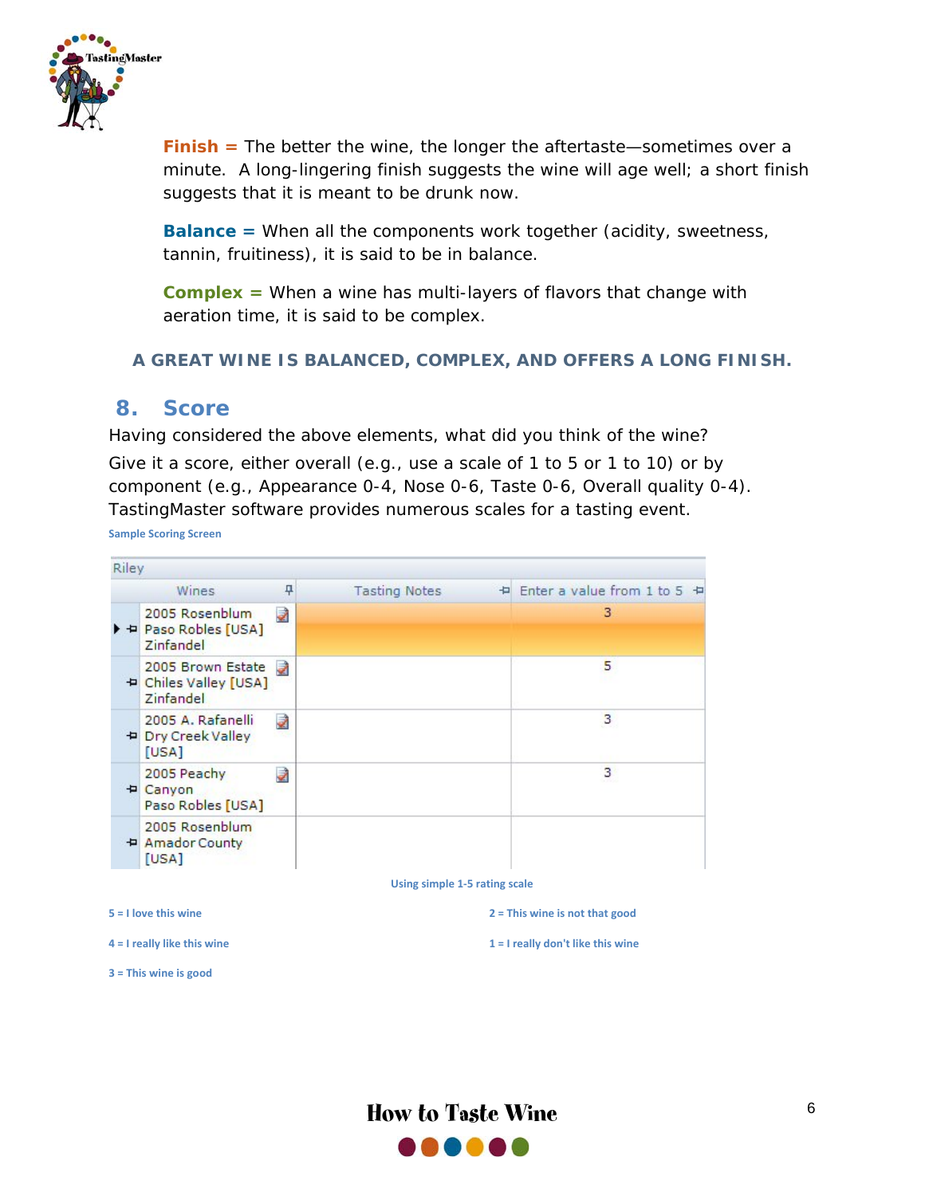**Finish =** The better the wine, the longer the aftertaste—sometimes over a minute. A long-lingering finish suggests the wine will age well; a short finish suggests that it is meant to be drunk now.

**Balance =** When all the components work together (acidity, sweetness, tannin, fruitiness), it is said to be in balance.

**Complex =** When a wine has multi-layers of flavors that change with aeration time, it is said to be complex.

**A GREAT WINE IS BALANCED, COMPLEX, AND OFFERS A LONG FINISH.**

## 8. Score

Having considered the above elements, what did you think of the wine?

Give it a score, either overall (e.g., use a scale of 1 to 5 or 1 to 10) or by component (e.g., Appearance 0-4, Nose 0-6, Taste 0-6, Overall quality 0-4). TastingMaster software provides numerous scales for a tasting event.

Sample Scoring Screen

Riley

| Wines | Tasting Notes | Enter a value from 1 to 5 |
|---|---|---|
| 2005 Rosenblum Paso Robles [USA] Zinfandel | | 3 |
| 2005 Brown Estate Chiles Valley [USA] Zinfandel | | 5 |
| 2005 A. Rafanelli Dry Creek Valley [USA] | | 3 |
| 2005 Peachy Canyon Paso Robles [USA] | | 3 |
| 2005 Rosenblum Amador County [USA] | | |

Using simple 1-5 rating scale

5 = I love this wine

4 = I really like this wine

3 = This wine is good

2 = This wine is not that good

1 = I really don't like this wine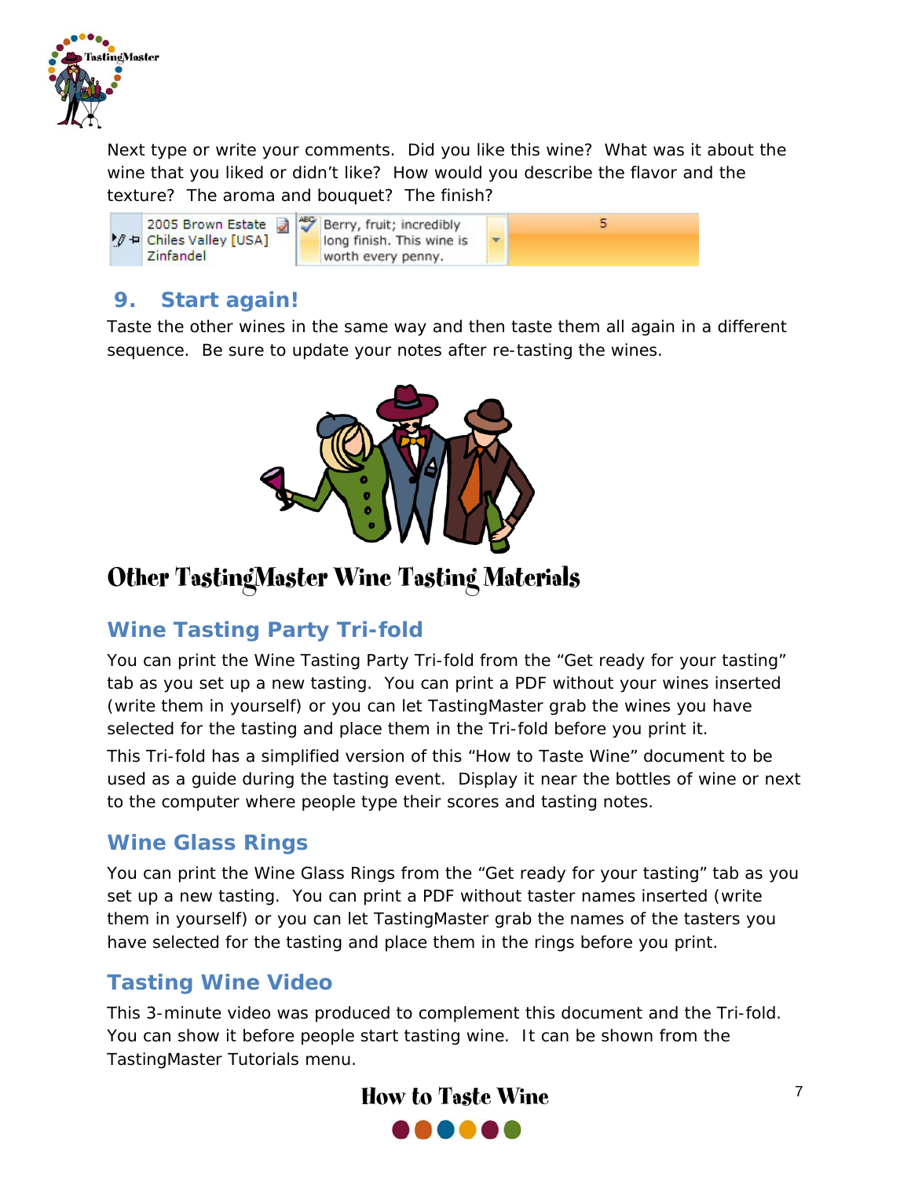Next type or write your comments. Did you like this wine? What was it about the wine that you liked or didn't like? How would you describe the flavor and the texture? The aroma and bouquet? The finish?

| 2005 Brown Estate Chiles Valley [USA] Zinfandel | Berry, fruit; incredibly long finish. This wine is worth every penny. | 5 |
|---|---|---|

## 9. Start again!

Taste the other wines in the same way and then taste them all again in a different sequence. Be sure to update your notes after re-tasting the wines.

# Other TastingMaster Wine Tasting Materials

## Wine Tasting Party Tri-fold

You can print the Wine Tasting Party Tri-fold from the "Get ready for your tasting" tab as you set up a new tasting. You can print a PDF without your wines inserted (write them in yourself) or you can let TastingMaster grab the wines you have selected for the tasting and place them in the Tri-fold before you print it.

This Tri-fold has a simplified version of this "How to Taste Wine" document to be used as a guide during the tasting event. Display it near the bottles of wine or next to the computer where people type their scores and tasting notes.

## Wine Glass Rings

You can print the Wine Glass Rings from the "Get ready for your tasting" tab as you set up a new tasting. You can print a PDF without taster names inserted (write them in yourself) or you can let TastingMaster grab the names of the tasters you have selected for the tasting and place them in the rings before you print.

## Tasting Wine Video

This 3-minute video was produced to complement this document and the Tri-fold. You can show it before people start tasting wine. It can be shown from the TastingMaster Tutorials menu.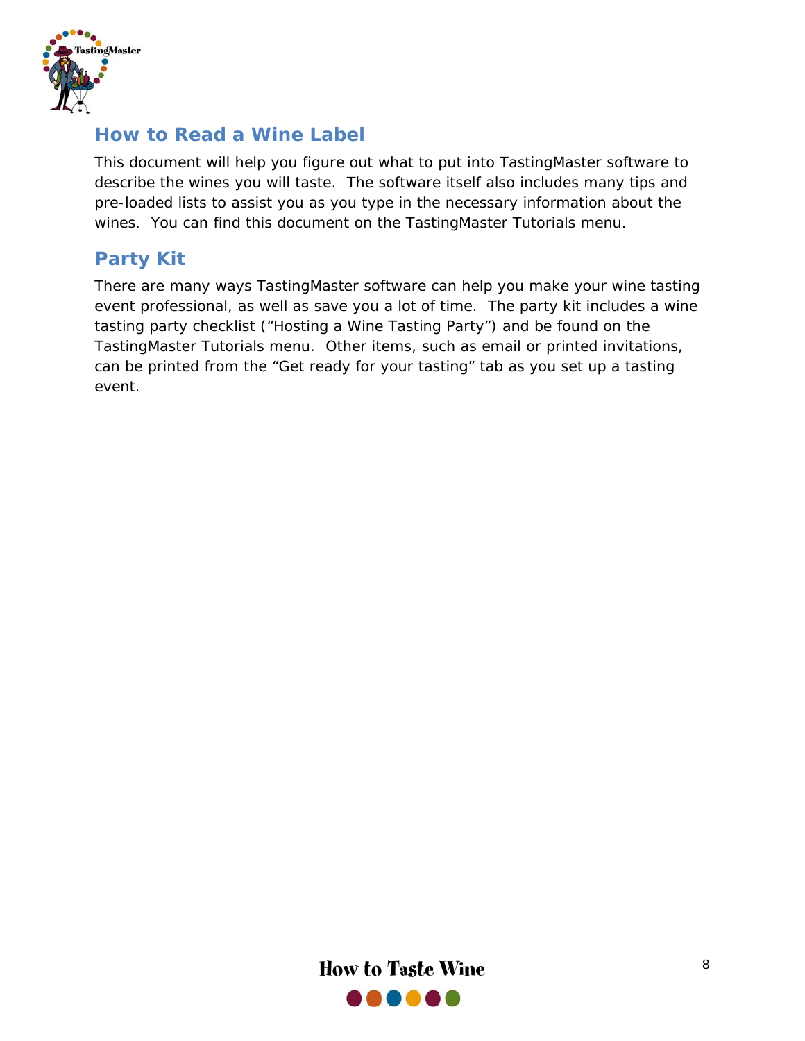## How to Read a Wine Label

This document will help you figure out what to put into TastingMaster software to describe the wines you will taste. The software itself also includes many tips and pre-loaded lists to assist you as you type in the necessary information about the wines. You can find this document on the TastingMaster Tutorials menu.

## Party Kit

There are many ways TastingMaster software can help you make your wine tasting event professional, as well as save you a lot of time. The party kit includes a wine tasting party checklist ("Hosting a Wine Tasting Party") and be found on the TastingMaster Tutorials menu. Other items, such as email or printed invitations, can be printed from the "Get ready for your tasting" tab as you set up a tasting event.